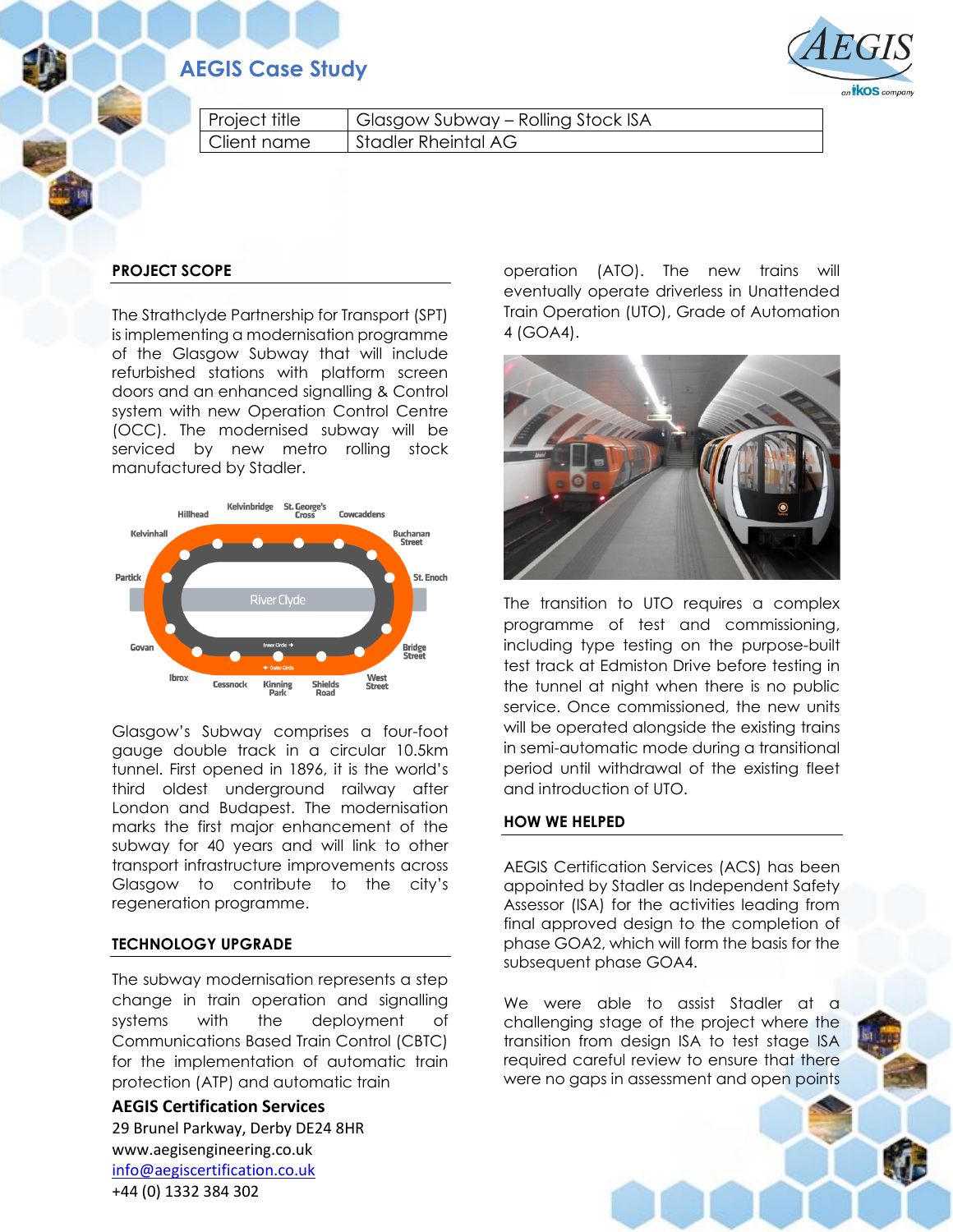# AEGIS Case Study

| Project title | Glasgow Subway – Rolling Stock ISA |
|---|---|
| Client name | Stadler Rheintal AG |

## PROJECT SCOPE

The Strathclyde Partnership for Transport (SPT) is implementing a modernisation programme of the Glasgow Subway that will include refurbished stations with platform screen doors and an enhanced signalling & Control system with new Operation Control Centre (OCC). The modernised subway will be serviced by new metro rolling stock manufactured by Stadler.

Glasgow's Subway comprises a four-foot gauge double track in a circular 10.5km tunnel. First opened in 1896, it is the world's third oldest underground railway after London and Budapest. The modernisation marks the first major enhancement of the subway for 40 years and will link to other transport infrastructure improvements across Glasgow to contribute to the city's regeneration programme.

## TECHNOLOGY UPGRADE

The subway modernisation represents a step change in train operation and signalling systems with the deployment of Communications Based Train Control (CBTC) for the implementation of automatic train protection (ATP) and automatic train operation (ATO). The new trains will eventually operate driverless in Unattended Train Operation (UTO), Grade of Automation 4 (GOA4).

The transition to UTO requires a complex programme of test and commissioning, including type testing on the purpose-built test track at Edmiston Drive before testing in the tunnel at night when there is no public service. Once commissioned, the new units will be operated alongside the existing trains in semi-automatic mode during a transitional period until withdrawal of the existing fleet and introduction of UTO.

## HOW WE HELPED

AEGIS Certification Services (ACS) has been appointed by Stadler as Independent Safety Assessor (ISA) for the activities leading from final approved design to the completion of phase GOA2, which will form the basis for the subsequent phase GOA4.

We were able to assist Stadler at a challenging stage of the project where the transition from design ISA to test stage ISA required careful review to ensure that there were no gaps in assessment and open points

**AEGIS Certification Services**
29 Brunel Parkway, Derby DE24 8HR
www.aegisengineering.co.uk
info@aegiscertification.co.uk
+44 (0) 1332 384 302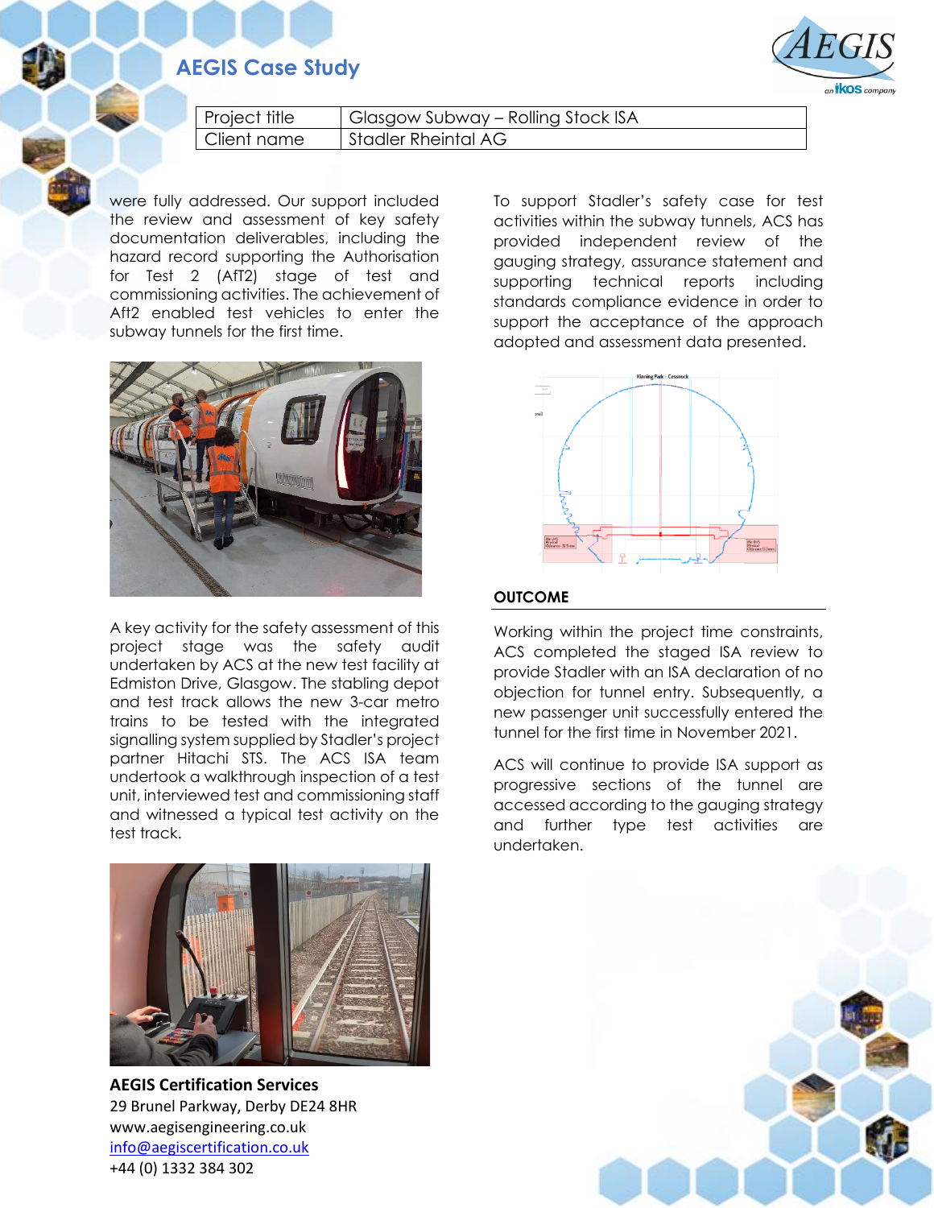## AEGIS Case Study

| Project title | Glasgow Subway – Rolling Stock ISA |
|---|---|
| Client name | Stadler Rheintal AG |

were fully addressed. Our support included the review and assessment of key safety documentation deliverables, including the hazard record supporting the Authorisation for Test 2 (AfT2) stage of test and commissioning activities. The achievement of Aft2 enabled test vehicles to enter the subway tunnels for the first time.

A key activity for the safety assessment of this project stage was the safety audit undertaken by ACS at the new test facility at Edmiston Drive, Glasgow. The stabling depot and test track allows the new 3-car metro trains to be tested with the integrated signalling system supplied by Stadler's project partner Hitachi STS. The ACS ISA team undertook a walkthrough inspection of a test unit, interviewed test and commissioning staff and witnessed a typical test activity on the test track.

To support Stadler's safety case for test activities within the subway tunnels, ACS has provided independent review of the gauging strategy, assurance statement and supporting technical reports including standards compliance evidence in order to support the acceptance of the approach adopted and assessment data presented.

Kinning Park - Cessnock

### OUTCOME

Working within the project time constraints, ACS completed the staged ISA review to provide Stadler with an ISA declaration of no objection for tunnel entry. Subsequently, a new passenger unit successfully entered the tunnel for the first time in November 2021.

ACS will continue to provide ISA support as progressive sections of the tunnel are accessed according to the gauging strategy and further type test activities are undertaken.

**AEGIS Certification Services**
29 Brunel Parkway, Derby DE24 8HR
www.aegisengineering.co.uk
info@aegiscertification.co.uk
+44 (0) 1332 384 302